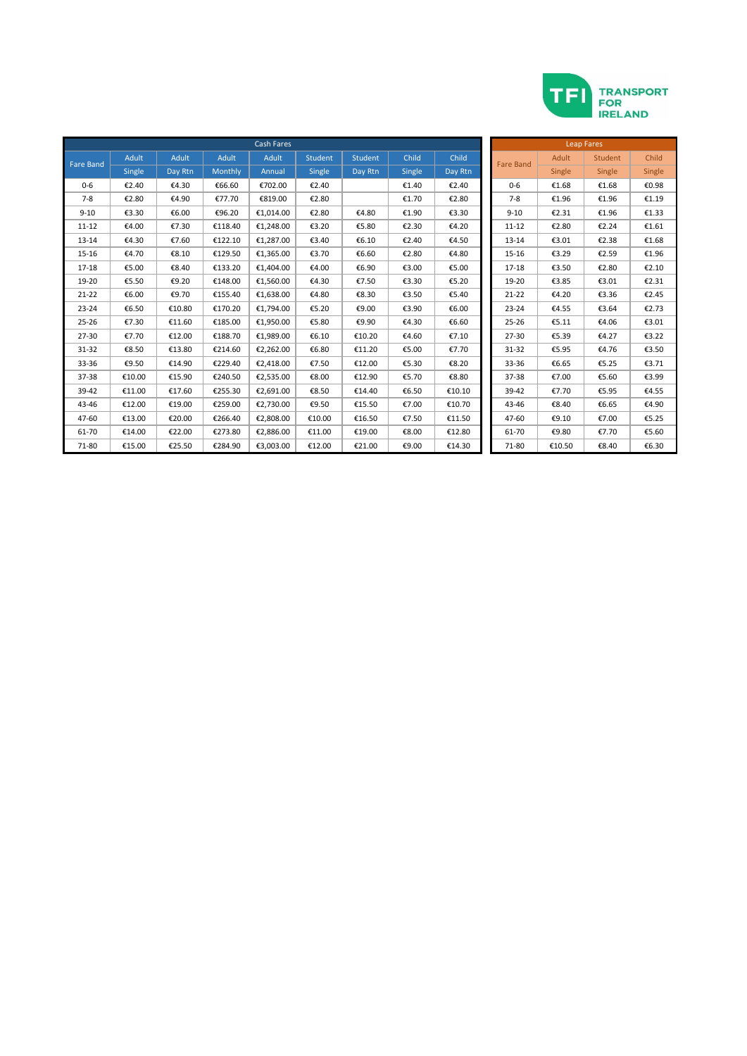TFI TRANSPORT FOR IRELAND

| Cash Fares | | | | | | | | |
|---|---|---|---|---|---|---|---|---|
| Fare Band | Adult | Adult | Adult | Adult | Student | Student | Child | Child |
| | Single | Day Rtn | Monthly | Annual | Single | Day Rtn | Single | Day Rtn |
| 0-6 | €2.40 | €4.30 | €66.60 | €702.00 | €2.40 | | €1.40 | €2.40 |
| 7-8 | €2.80 | €4.90 | €77.70 | €819.00 | €2.80 | | €1.70 | €2.80 |
| 9-10 | €3.30 | €6.00 | €96.20 | €1,014.00 | €2.80 | €4.80 | €1.90 | €3.30 |
| 11-12 | €4.00 | €7.30 | €118.40 | €1,248.00 | €3.20 | €5.80 | €2.30 | €4.20 |
| 13-14 | €4.30 | €7.60 | €122.10 | €1,287.00 | €3.40 | €6.10 | €2.40 | €4.50 |
| 15-16 | €4.70 | €8.10 | €129.50 | €1,365.00 | €3.70 | €6.60 | €2.80 | €4.80 |
| 17-18 | €5.00 | €8.40 | €133.20 | €1,404.00 | €4.00 | €6.90 | €3.00 | €5.00 |
| 19-20 | €5.50 | €9.20 | €148.00 | €1,560.00 | €4.30 | €7.50 | €3.30 | €5.20 |
| 21-22 | €6.00 | €9.70 | €155.40 | €1,638.00 | €4.80 | €8.30 | €3.50 | €5.40 |
| 23-24 | €6.50 | €10.80 | €170.20 | €1,794.00 | €5.20 | €9.00 | €3.90 | €6.00 |
| 25-26 | €7.30 | €11.60 | €185.00 | €1,950.00 | €5.80 | €9.90 | €4.30 | €6.60 |
| 27-30 | €7.70 | €12.00 | €188.70 | €1,989.00 | €6.10 | €10.20 | €4.60 | €7.10 |
| 31-32 | €8.50 | €13.80 | €214.60 | €2,262.00 | €6.80 | €11.20 | €5.00 | €7.70 |
| 33-36 | €9.50 | €14.90 | €229.40 | €2,418.00 | €7.50 | €12.00 | €5.30 | €8.20 |
| 37-38 | €10.00 | €15.90 | €240.50 | €2,535.00 | €8.00 | €12.90 | €5.70 | €8.80 |
| 39-42 | €11.00 | €17.60 | €255.30 | €2,691.00 | €8.50 | €14.40 | €6.50 | €10.10 |
| 43-46 | €12.00 | €19.00 | €259.00 | €2,730.00 | €9.50 | €15.50 | €7.00 | €10.70 |
| 47-60 | €13.00 | €20.00 | €266.40 | €2,808.00 | €10.00 | €16.50 | €7.50 | €11.50 |
| 61-70 | €14.00 | €22.00 | €273.80 | €2,886.00 | €11.00 | €19.00 | €8.00 | €12.80 |
| 71-80 | €15.00 | €25.50 | €284.90 | €3,003.00 | €12.00 | €21.00 | €9.00 | €14.30 |

| Leap Fares | | | |
|---|---|---|---|
| Fare Band | Adult | Student | Child |
| | Single | Single | Single |
| 0-6 | €1.68 | €1.68 | €0.98 |
| 7-8 | €1.96 | €1.96 | €1.19 |
| 9-10 | €2.31 | €1.96 | €1.33 |
| 11-12 | €2.80 | €2.24 | €1.61 |
| 13-14 | €3.01 | €2.38 | €1.68 |
| 15-16 | €3.29 | €2.59 | €1.96 |
| 17-18 | €3.50 | €2.80 | €2.10 |
| 19-20 | €3.85 | €3.01 | €2.31 |
| 21-22 | €4.20 | €3.36 | €2.45 |
| 23-24 | €4.55 | €3.64 | €2.73 |
| 25-26 | €5.11 | €4.06 | €3.01 |
| 27-30 | €5.39 | €4.27 | €3.22 |
| 31-32 | €5.95 | €4.76 | €3.50 |
| 33-36 | €6.65 | €5.25 | €3.71 |
| 37-38 | €7.00 | €5.60 | €3.99 |
| 39-42 | €7.70 | €5.95 | €4.55 |
| 43-46 | €8.40 | €6.65 | €4.90 |
| 47-60 | €9.10 | €7.00 | €5.25 |
| 61-70 | €9.80 | €7.70 | €5.60 |
| 71-80 | €10.50 | €8.40 | €6.30 |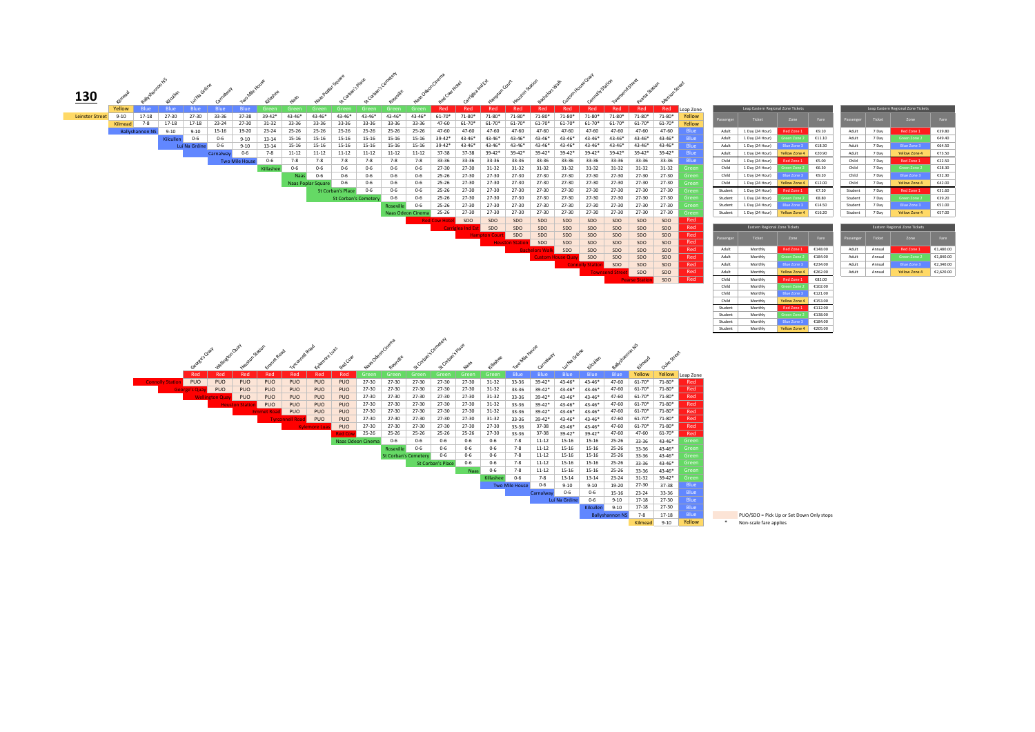# 130

| | Kilmead | Ballyshannon NS | Kilcullen | Lui Na Gréine | Carnalway | Two Mile House | Killashee | Naas | Naas Poplar Square | St Corban's Place | St Corban's Cemetery | Roseville | Naas Odeon Cinema | Red Cow Hotel | Carriglea Ind Est | Hampton Court | Heuston Station | Bachelors Walk | Custom House Quay | Connolly Station | Townsend Street | Pearse Station | Merrion Street | |
|---|---|---|---|---|---|---|---|---|---|---|---|---|---|---|---|---|---|---|---|---|---|---|---|---|
| | Yellow | Blue | Blue | Blue | Blue | Blue | Green | Green | Green | Green | Green | Green | Green | Red | Red | Red | Red | Red | Red | Red | Red | Red | Red | Leap Zone |
| Leinster Street | 9-10 | 17-18 | 27-30 | 27-30 | 33-36 | 37-38 | 39-42* | 43-46* | 43-46* | 43-46* | 43-46* | 43-46* | 43-46* | 61-70* | 71-80* | 71-80* | 71-80* | 71-80* | 71-80* | 71-80* | 71-80* | 71-80* | 71-80* | Yellow |
| Kilmead | | 7-8 | 17-18 | 17-18 | 23-24 | 27-30 | 31-32 | 33-36 | 33-36 | 33-36 | 33-36 | 33-36 | 33-36 | 47-60 | 61-70* | 61-70* | 61-70* | 61-70* | 61-70* | 61-70* | 61-70* | 61-70* | 61-70* | Yellow |
| Ballyshannon NS | | | 9-10 | 9-10 | 15-16 | 19-20 | 23-24 | 25-26 | 25-26 | 25-26 | 25-26 | 25-26 | 25-26 | 47-60 | 47-60 | 47-60 | 47-60 | 47-60 | 47-60 | 47-60 | 47-60 | 47-60 | 47-60 | Blue |
| Kilcullen | | | | 0-6 | 9-10 | 13-14 | 15-16 | 15-16 | 15-16 | 15-16 | 15-16 | 15-16 | 15-16 | 39-42* | 43-46* | 43-46* | 43-46* | 43-46* | 43-46* | 43-46* | 43-46* | 43-46* | 43-46* | Blue |
| Lui Na Gréine | | | | | 0-6 | 9-10 | 13-14 | 15-16 | 15-16 | 15-16 | 15-16 | 15-16 | 15-16 | 39-42* | 43-46* | 43-46* | 43-46* | 43-46* | 43-46* | 43-46* | 43-46* | 43-46* | 43-46* | Blue |
| Carnalway | | | | | | 0-6 | 7-8 | 11-12 | 11-12 | 11-12 | 11-12 | 11-12 | 11-12 | 37-38 | 37-38 | 39-42* | 39-42* | 39-42* | 39-42* | 39-42* | 39-42* | 39-42* | 39-42* | Blue |
| Two Mile House | | | | | | | 0-6 | 7-8 | 7-8 | 7-8 | 7-8 | 7-8 | 7-8 | 33-36 | 33-36 | 33-36 | 33-36 | 33-36 | 33-36 | 33-36 | 33-36 | 33-36 | 33-36 | Blue |
| Killashee | | | | | | | | 0-6 | 0-6 | 0-6 | 0-6 | 0-6 | 0-6 | 27-30 | 27-30 | 31-32 | 31-32 | 31-32 | 31-32 | 31-32 | 31-32 | 31-32 | 31-32 | Green |
| Naas | | | | | | | | | 0-6 | 0-6 | 0-6 | 0-6 | 0-6 | 25-26 | 27-30 | 27-30 | 27-30 | 27-30 | 27-30 | 27-30 | 27-30 | 27-30 | 27-30 | Green |
| Naas Poplar Square | | | | | | | | | | 0-6 | 0-6 | 0-6 | 0-6 | 25-26 | 27-30 | 27-30 | 27-30 | 27-30 | 27-30 | 27-30 | 27-30 | 27-30 | 27-30 | Green |
| St Corban's Place | | | | | | | | | | | 0-6 | 0-6 | 0-6 | 25-26 | 27-30 | 27-30 | 27-30 | 27-30 | 27-30 | 27-30 | 27-30 | 27-30 | 27-30 | Green |
| St Corban's Cemetery | | | | | | | | | | | | 0-6 | 0-6 | 25-26 | 27-30 | 27-30 | 27-30 | 27-30 | 27-30 | 27-30 | 27-30 | 27-30 | 27-30 | Green |
| Roseville | | | | | | | | | | | | | 0-6 | 25-26 | 27-30 | 27-30 | 27-30 | 27-30 | 27-30 | 27-30 | 27-30 | 27-30 | 27-30 | Green |
| Naas Odeon Cinema | | | | | | | | | | | | | | 25-26 | 27-30 | 27-30 | 27-30 | 27-30 | 27-30 | 27-30 | 27-30 | 27-30 | 27-30 | Green |
| Red Cow Hotel | | | | | | | | | | | | | | | SDO | SDO | SDO | SDO | SDO | SDO | SDO | SDO | SDO | Red |
| Carriglea Ind Est | | | | | | | | | | | | | | | | SDO | SDO | SDO | SDO | SDO | SDO | SDO | SDO | Red |
| Hampton Court | | | | | | | | | | | | | | | | | SDO | SDO | SDO | SDO | SDO | SDO | SDO | Red |
| Heuston Station | | | | | | | | | | | | | | | | | | SDO | SDO | SDO | SDO | SDO | SDO | Red |
| Bachelors Walk | | | | | | | | | | | | | | | | | | | SDO | SDO | SDO | SDO | SDO | Red |
| Custom House Quay | | | | | | | | | | | | | | | | | | | | SDO | SDO | SDO | SDO | Red |
| Connolly Station | | | | | | | | | | | | | | | | | | | | | SDO | SDO | SDO | Red |
| Townsend Street | | | | | | | | | | | | | | | | | | | | | | SDO | SDO | Red |
| Pearse Station | | | | | | | | | | | | | | | | | | | | | | | SDO | Red |

| | George's Quay | Wellington Quay | Heuston Station | Emmet Road | Tyrconnell Road | Kylemore Luas | Red Cow | Naas Odeon Cinema | Roseville | St Corban's Cemetery | St Corban's Place | Naas | Killashee | Two Mile House | Carnalway | Lui Na Gréine | Kilcullen | Ballyshannon NS | Kilmead | Duke Street | |
|---|---|---|---|---|---|---|---|---|---|---|---|---|---|---|---|---|---|---|---|---|---|
| | Red | Red | Red | Red | Red | Red | Red | Green | Green | Green | Green | Green | Green | Blue | Blue | Blue | Blue | Blue | Yellow | Yellow | Leap Zone |
| Connolly Station | PUO | PUO | PUO | PUO | PUO | PUO | PUO | 27-30 | 27-30 | 27-30 | 27-30 | 27-30 | 31-32 | 33-36 | 39-42* | 43-46* | 43-46* | 47-60 | 61-70* | 71-80* | Red |
| George's Quay | | PUO | PUO | PUO | PUO | PUO | PUO | 27-30 | 27-30 | 27-30 | 27-30 | 27-30 | 31-32 | 33-36 | 39-42* | 43-46* | 43-46* | 47-60 | 61-70* | 71-80* | Red |
| Wellington Quay | | | PUO | PUO | PUO | PUO | PUO | 27-30 | 27-30 | 27-30 | 27-30 | 27-30 | 31-32 | 33-36 | 39-42* | 43-46* | 43-46* | 47-60 | 61-70* | 71-80* | Red |
| Heuston Station | | | | PUO | PUO | PUO | PUO | 27-30 | 27-30 | 27-30 | 27-30 | 27-30 | 31-32 | 33-36 | 39-42* | 43-46* | 43-46* | 47-60 | 61-70* | 71-80* | Red |
| Emmet Road | | | | | PUO | PUO | PUO | 27-30 | 27-30 | 27-30 | 27-30 | 27-30 | 31-32 | 33-36 | 39-42* | 43-46* | 43-46* | 47-60 | 61-70* | 71-80* | Red |
| Tyrconnell Road | | | | | | PUO | PUO | 27-30 | 27-30 | 27-30 | 27-30 | 27-30 | 31-32 | 33-36 | 39-42* | 43-46* | 43-46* | 47-60 | 61-70* | 71-80* | Red |
| Kylemore Luas | | | | | | | PUO | 27-30 | 27-30 | 27-30 | 27-30 | 27-30 | 27-30 | 33-36 | 37-38 | 43-46* | 43-46* | 47-60 | 61-70* | 71-80* | Red |
| Red Cow | | | | | | | | 25-26 | 25-26 | 25-26 | 25-26 | 25-26 | 27-30 | 33-36 | 37-38 | 39-42* | 43-46* | 47-60 | 47-60 | 61-70* | Red |
| Naas Odeon Cinema | | | | | | | | | 0-6 | 0-6 | 0-6 | 0-6 | 0-6 | 7-8 | 11-12 | 15-16 | 15-16 | 25-26 | 33-36 | 43-46* | Green |
| Roseville | | | | | | | | | | 0-6 | 0-6 | 0-6 | 0-6 | 7-8 | 11-12 | 15-16 | 15-16 | 25-26 | 33-36 | 43-46* | Green |
| St Corban's Cemetery | | | | | | | | | | | 0-6 | 0-6 | 0-6 | 7-8 | 11-12 | 15-16 | 15-16 | 25-26 | 33-36 | 43-46* | Green |
| St Corban's Place | | | | | | | | | | | | 0-6 | 0-6 | 7-8 | 11-12 | 15-16 | 15-16 | 25-26 | 33-36 | 43-46* | Green |
| Naas | | | | | | | | | | | | | 0-6 | 7-8 | 11-12 | 15-16 | 15-16 | 25-26 | 33-36 | 43-46* | Green |
| Killashee | | | | | | | | | | | | | | 0-6 | 7-8 | 13-14 | 13-14 | 23-24 | 31-32 | 39-42* | Green |
| Two Mile House | | | | | | | | | | | | | | | 0-6 | 9-10 | 9-10 | 19-20 | 27-30 | 37-38 | Blue |
| Carnalway | | | | | | | | | | | | | | | | 0-6 | 0-6 | 15-16 | 23-24 | 33-36 | Blue |
| Lui Na Gréine | | | | | | | | | | | | | | | | | 0-6 | 9-10 | 17-18 | 27-30 | Blue |
| Kilcullen | | | | | | | | | | | | | | | | | | 9-10 | 17-18 | 27-30 | Blue |
| Ballyshannon NS | | | | | | | | | | | | | | | | | | | 7-8 | 17-18 | Blue |
| Kilmead | | | | | | | | | | | | | | | | | | | | 9-10 | Yellow |

PUO/SDO = Pick Up or Set Down Only stops

\* Non-scale fare applies

### Leap Eastern Regional Zone Tickets

| Passenger | Ticket | Zone | Fare |
|---|---|---|---|
| Adult | 1 Day (24 Hour) | Red Zone 1 | €9.10 |
| Adult | 1 Day (24 Hour) | Green Zone 2 | €11.10 |
| Adult | 1 Day (24 Hour) | Blue Zone 3 | €18.30 |
| Adult | 1 Day (24 Hour) | Yellow Zone 4 | €20.90 |
| Child | 1 Day (24 Hour) | Red Zone 1 | €5.00 |
| Child | 1 Day (24 Hour) | Green Zone 2 | €6.30 |
| Child | 1 Day (24 Hour) | Blue Zone 3 | €9.20 |
| Child | 1 Day (24 Hour) | Yellow Zone 4 | €12.00 |
| Student | 1 Day (24 Hour) | Red Zone 1 | €7.20 |
| Student | 1 Day (24 Hour) | Green Zone 2 | €8.80 |
| Student | 1 Day (24 Hour) | Blue Zone 3 | €14.50 |
| Student | 1 Day (24 Hour) | Yellow Zone 4 | €16.20 |

### Leap Eastern Regional Zone Tickets

| Passenger | Ticket | Zone | Fare |
|---|---|---|---|
| Adult | 7 Day | Red Zone 1 | €39.80 |
| Adult | 7 Day | Green Zone 2 | €49.40 |
| Adult | 7 Day | Blue Zone 3 | €64.50 |
| Adult | 7 Day | Yellow Zone 4 | €73.50 |
| Child | 7 Day | Red Zone 1 | €22.50 |
| Child | 7 Day | Green Zone 2 | €28.30 |
| Child | 7 Day | Blue Zone 3 | €32.30 |
| Child | 7 Day | Yellow Zone 4 | €42.00 |
| Student | 7 Day | Red Zone 1 | €31.60 |
| Student | 7 Day | Green Zone 2 | €39.20 |
| Student | 7 Day | Blue Zone 3 | €51.00 |
| Student | 7 Day | Yellow Zone 4 | €57.00 |

### Eastern Regional Zone Tickets

| Passenger | Ticket | Zone | Fare |
|---|---|---|---|
| Adult | Monthly | Red Zone 1 | €148.00 |
| Adult | Monthly | Green Zone 2 | €184.00 |
| Adult | Monthly | Blue Zone 3 | €234.00 |
| Adult | Monthly | Yellow Zone 4 | €262.00 |
| Child | Monthly | Red Zone 1 | €82.00 |
| Child | Monthly | Green Zone 2 | €102.00 |
| Child | Monthly | Blue Zone 3 | €121.00 |
| Child | Monthly | Yellow Zone 4 | €153.00 |
| Student | Monthly | Red Zone 1 | €112.00 |
| Student | Monthly | Green Zone 2 | €138.00 |
| Student | Monthly | Blue Zone 3 | €184.00 |
| Student | Monthly | Yellow Zone 4 | €205.00 |

### Eastern Regional Zone Tickets

| Passenger | Ticket | Zone | Fare |
|---|---|---|---|
| Adult | Annual | Red Zone 1 | €1,480.00 |
| Adult | Annual | Green Zone 2 | €1,840.00 |
| Adult | Annual | Blue Zone 3 | €2,340.00 |
| Adult | Annual | Yellow Zone 4 | €2,620.00 |